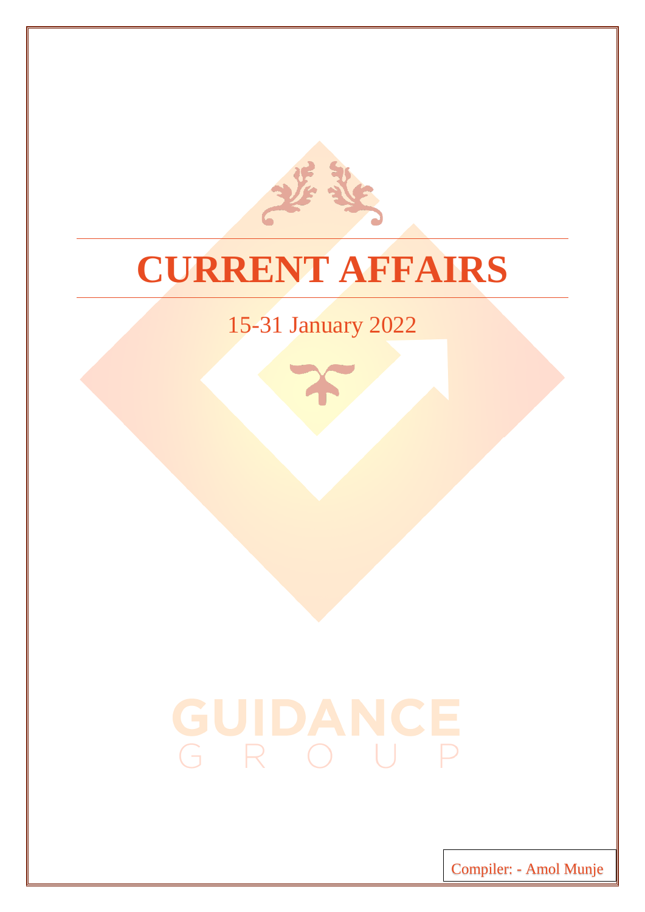# CURRENT AFFAIRS

15-31 January 2022

GUIDANCE
GROUP

Compiler: - Amol Munje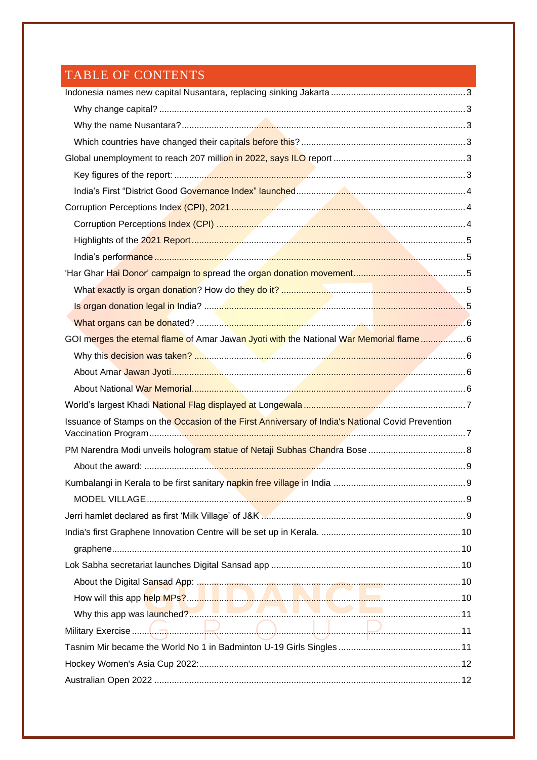# TABLE OF CONTENTS

- Indonesia names new capital Nusantara, replacing sinking Jakarta ..... 3
  - Why change capital? ..... 3
  - Why the name Nusantara? ..... 3
  - Which countries have changed their capitals before this? ..... 3
- Global unemployment to reach 207 million in 2022, says ILO report ..... 3
  - Key figures of the report: ..... 3
  - India's First "District Good Governance Index" launched ..... 4
- Corruption Perceptions Index (CPI), 2021 ..... 4
  - Corruption Perceptions Index (CPI) ..... 4
  - Highlights of the 2021 Report ..... 5
  - India's performance ..... 5
- 'Har Ghar Hai Donor' campaign to spread the organ donation movement ..... 5
  - What exactly is organ donation? How do they do it? ..... 5
  - Is organ donation legal in India? ..... 5
  - What organs can be donated? ..... 6
- GOI merges the eternal flame of Amar Jawan Jyoti with the National War Memorial flame ..... 6
  - Why this decision was taken? ..... 6
  - About Amar Jawan Jyoti ..... 6
  - About National War Memorial ..... 6
- World's largest Khadi National Flag displayed at Longewala ..... 7
- Issuance of Stamps on the Occasion of the First Anniversary of India's National Covid Prevention Vaccination Program ..... 7
- PM Narendra Modi unveils hologram statue of Netaji Subhas Chandra Bose ..... 8
  - About the award: ..... 9
- Kumbalangi in Kerala to be first sanitary napkin free village in India ..... 9
  - MODEL VILLAGE ..... 9
- Jerri hamlet declared as first 'Milk Village' of J&K ..... 9
- India's first Graphene Innovation Centre will be set up in Kerala. ..... 10
  - graphene ..... 10
- Lok Sabha secretariat launches Digital Sansad app ..... 10
  - About the Digital Sansad App: ..... 10
  - How will this app help MPs? ..... 10
  - Why this app was launched? ..... 11
- Military Exercise ..... 11
- Tasnim Mir became the World No 1 in Badminton U-19 Girls Singles ..... 11
- Hockey Women's Asia Cup 2022: ..... 12
- Australian Open 2022 ..... 12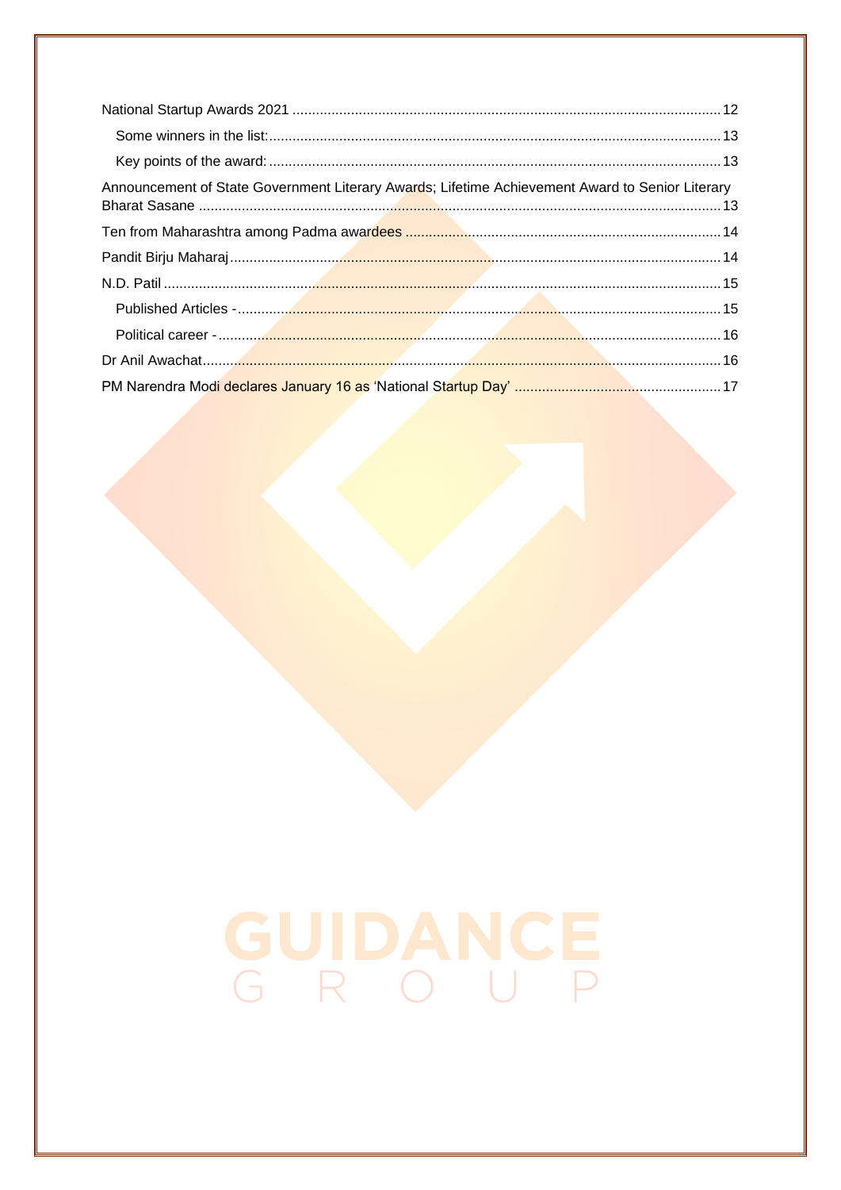National Startup Awards 2021 ............................................................ 12

- Some winners in the list: ............................................................ 13
- Key points of the award: ............................................................ 13

Announcement of State Government Literary Awards; Lifetime Achievement Award to Senior Literary Bharat Sasane ............................................................ 13

Ten from Maharashtra among Padma awardees ............................................................ 14

Pandit Birju Maharaj ............................................................ 14

N.D. Patil ............................................................ 15

- Published Articles - ............................................................ 15
- Political career - ............................................................ 16

Dr Anil Awachat ............................................................ 16

PM Narendra Modi declares January 16 as 'National Startup Day' ............................................................ 17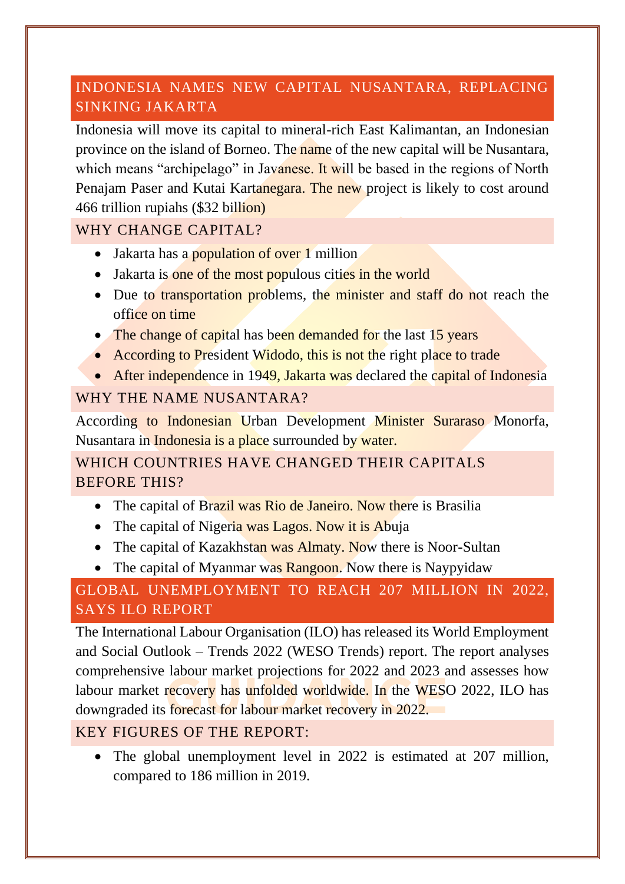## INDONESIA NAMES NEW CAPITAL NUSANTARA, REPLACING SINKING JAKARTA

Indonesia will move its capital to mineral-rich East Kalimantan, an Indonesian province on the island of Borneo. The name of the new capital will be Nusantara, which means "archipelago" in Javanese. It will be based in the regions of North Penajam Paser and Kutai Kartanegara. The new project is likely to cost around 466 trillion rupiahs ($32 billion)

### WHY CHANGE CAPITAL?

- Jakarta has a population of over 1 million
- Jakarta is one of the most populous cities in the world
- Due to transportation problems, the minister and staff do not reach the office on time
- The change of capital has been demanded for the last 15 years
- According to President Widodo, this is not the right place to trade
- After independence in 1949, Jakarta was declared the capital of Indonesia

### WHY THE NAME NUSANTARA?

According to Indonesian Urban Development Minister Suraraso Monorfa, Nusantara in Indonesia is a place surrounded by water.

### WHICH COUNTRIES HAVE CHANGED THEIR CAPITALS BEFORE THIS?

- The capital of Brazil was Rio de Janeiro. Now there is Brasilia
- The capital of Nigeria was Lagos. Now it is Abuja
- The capital of Kazakhstan was Almaty. Now there is Noor-Sultan
- The capital of Myanmar was Rangoon. Now there is Naypyidaw

## GLOBAL UNEMPLOYMENT TO REACH 207 MILLION IN 2022, SAYS ILO REPORT

The International Labour Organisation (ILO) has released its World Employment and Social Outlook – Trends 2022 (WESO Trends) report. The report analyses comprehensive labour market projections for 2022 and 2023 and assesses how labour market recovery has unfolded worldwide. In the WESO 2022, ILO has downgraded its forecast for labour market recovery in 2022.

### KEY FIGURES OF THE REPORT:

- The global unemployment level in 2022 is estimated at 207 million, compared to 186 million in 2019.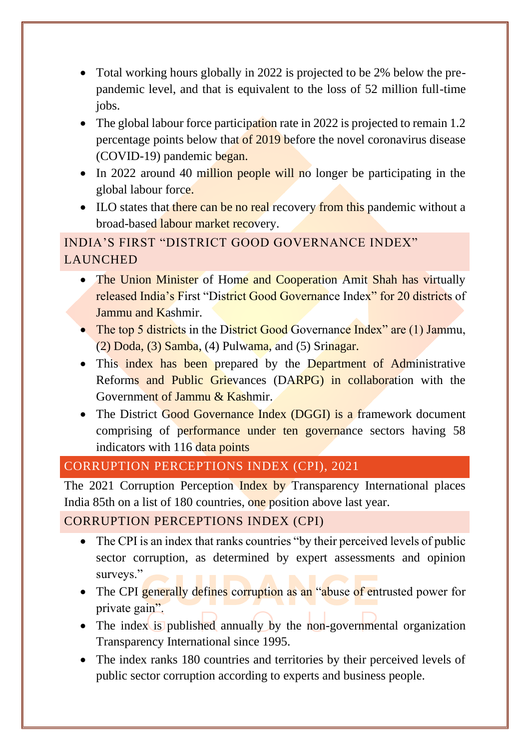- Total working hours globally in 2022 is projected to be 2% below the pre-pandemic level, and that is equivalent to the loss of 52 million full-time jobs.
- The global labour force participation rate in 2022 is projected to remain 1.2 percentage points below that of 2019 before the novel coronavirus disease (COVID-19) pandemic began.
- In 2022 around 40 million people will no longer be participating in the global labour force.
- ILO states that there can be no real recovery from this pandemic without a broad-based labour market recovery.

## INDIA'S FIRST "DISTRICT GOOD GOVERNANCE INDEX" LAUNCHED

- The Union Minister of Home and Cooperation Amit Shah has virtually released India's First "District Good Governance Index" for 20 districts of Jammu and Kashmir.
- The top 5 districts in the District Good Governance Index" are (1) Jammu, (2) Doda, (3) Samba, (4) Pulwama, and (5) Srinagar.
- This index has been prepared by the Department of Administrative Reforms and Public Grievances (DARPG) in collaboration with the Government of Jammu & Kashmir.
- The District Good Governance Index (DGGI) is a framework document comprising of performance under ten governance sectors having 58 indicators with 116 data points

## CORRUPTION PERCEPTIONS INDEX (CPI), 2021

The 2021 Corruption Perception Index by Transparency International places India 85th on a list of 180 countries, one position above last year.

## CORRUPTION PERCEPTIONS INDEX (CPI)

- The CPI is an index that ranks countries "by their perceived levels of public sector corruption, as determined by expert assessments and opinion surveys."
- The CPI generally defines corruption as an "abuse of entrusted power for private gain".
- The index is published annually by the non-governmental organization Transparency International since 1995.
- The index ranks 180 countries and territories by their perceived levels of public sector corruption according to experts and business people.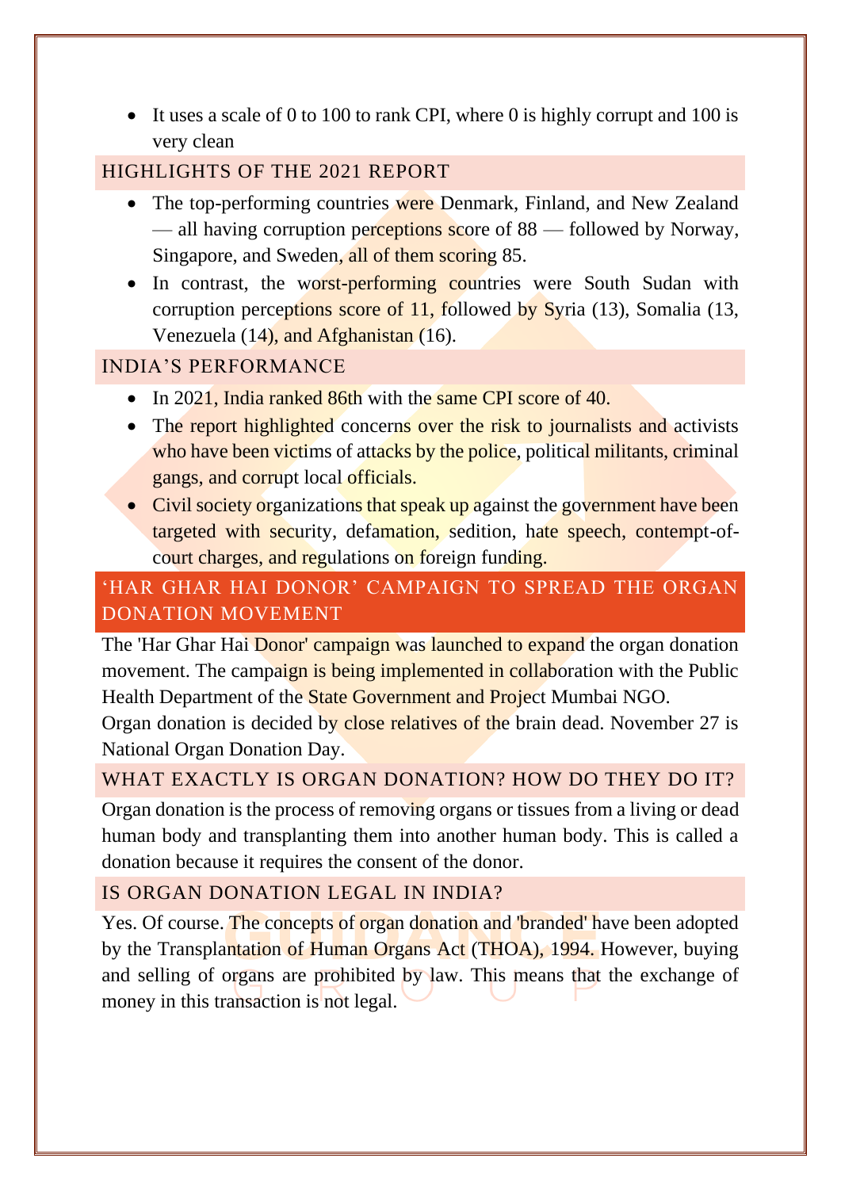- It uses a scale of 0 to 100 to rank CPI, where 0 is highly corrupt and 100 is very clean

## HIGHLIGHTS OF THE 2021 REPORT

- The top-performing countries were Denmark, Finland, and New Zealand — all having corruption perceptions score of 88 — followed by Norway, Singapore, and Sweden, all of them scoring 85.
- In contrast, the worst-performing countries were South Sudan with corruption perceptions score of 11, followed by Syria (13), Somalia (13, Venezuela (14), and Afghanistan (16).

## INDIA'S PERFORMANCE

- In 2021, India ranked 86th with the same CPI score of 40.
- The report highlighted concerns over the risk to journalists and activists who have been victims of attacks by the police, political militants, criminal gangs, and corrupt local officials.
- Civil society organizations that speak up against the government have been targeted with security, defamation, sedition, hate speech, contempt-of-court charges, and regulations on foreign funding.

# 'HAR GHAR HAI DONOR' CAMPAIGN TO SPREAD THE ORGAN DONATION MOVEMENT

The 'Har Ghar Hai Donor' campaign was launched to expand the organ donation movement. The campaign is being implemented in collaboration with the Public Health Department of the State Government and Project Mumbai NGO.
Organ donation is decided by close relatives of the brain dead. November 27 is National Organ Donation Day.

## WHAT EXACTLY IS ORGAN DONATION? HOW DO THEY DO IT?

Organ donation is the process of removing organs or tissues from a living or dead human body and transplanting them into another human body. This is called a donation because it requires the consent of the donor.

## IS ORGAN DONATION LEGAL IN INDIA?

Yes. Of course. The concepts of organ donation and 'branded' have been adopted by the Transplantation of Human Organs Act (THOA), 1994. However, buying and selling of organs are prohibited by law. This means that the exchange of money in this transaction is not legal.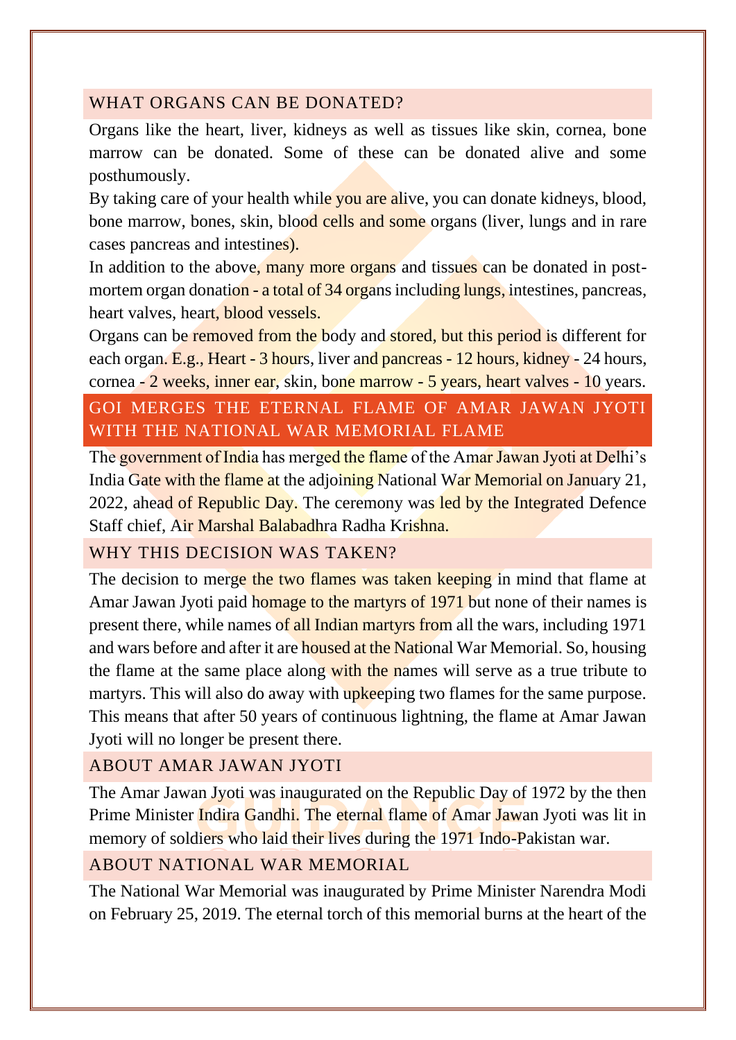## WHAT ORGANS CAN BE DONATED?

Organs like the heart, liver, kidneys as well as tissues like skin, cornea, bone marrow can be donated. Some of these can be donated alive and some posthumously.

By taking care of your health while you are alive, you can donate kidneys, blood, bone marrow, bones, skin, blood cells and some organs (liver, lungs and in rare cases pancreas and intestines).

In addition to the above, many more organs and tissues can be donated in post-mortem organ donation - a total of 34 organs including lungs, intestines, pancreas, heart valves, heart, blood vessels.

Organs can be removed from the body and stored, but this period is different for each organ. E.g., Heart - 3 hours, liver and pancreas - 12 hours, kidney - 24 hours, cornea - 2 weeks, inner ear, skin, bone marrow - 5 years, heart valves - 10 years.

# GOI MERGES THE ETERNAL FLAME OF AMAR JAWAN JYOTI WITH THE NATIONAL WAR MEMORIAL FLAME

The government of India has merged the flame of the Amar Jawan Jyoti at Delhi's India Gate with the flame at the adjoining National War Memorial on January 21, 2022, ahead of Republic Day. The ceremony was led by the Integrated Defence Staff chief, Air Marshal Balabadhra Radha Krishna.

## WHY THIS DECISION WAS TAKEN?

The decision to merge the two flames was taken keeping in mind that flame at Amar Jawan Jyoti paid homage to the martyrs of 1971 but none of their names is present there, while names of all Indian martyrs from all the wars, including 1971 and wars before and after it are housed at the National War Memorial. So, housing the flame at the same place along with the names will serve as a true tribute to martyrs. This will also do away with upkeeping two flames for the same purpose. This means that after 50 years of continuous lightning, the flame at Amar Jawan Jyoti will no longer be present there.

## ABOUT AMAR JAWAN JYOTI

The Amar Jawan Jyoti was inaugurated on the Republic Day of 1972 by the then Prime Minister Indira Gandhi. The eternal flame of Amar Jawan Jyoti was lit in memory of soldiers who laid their lives during the 1971 Indo-Pakistan war.

## ABOUT NATIONAL WAR MEMORIAL

The National War Memorial was inaugurated by Prime Minister Narendra Modi on February 25, 2019. The eternal torch of this memorial burns at the heart of the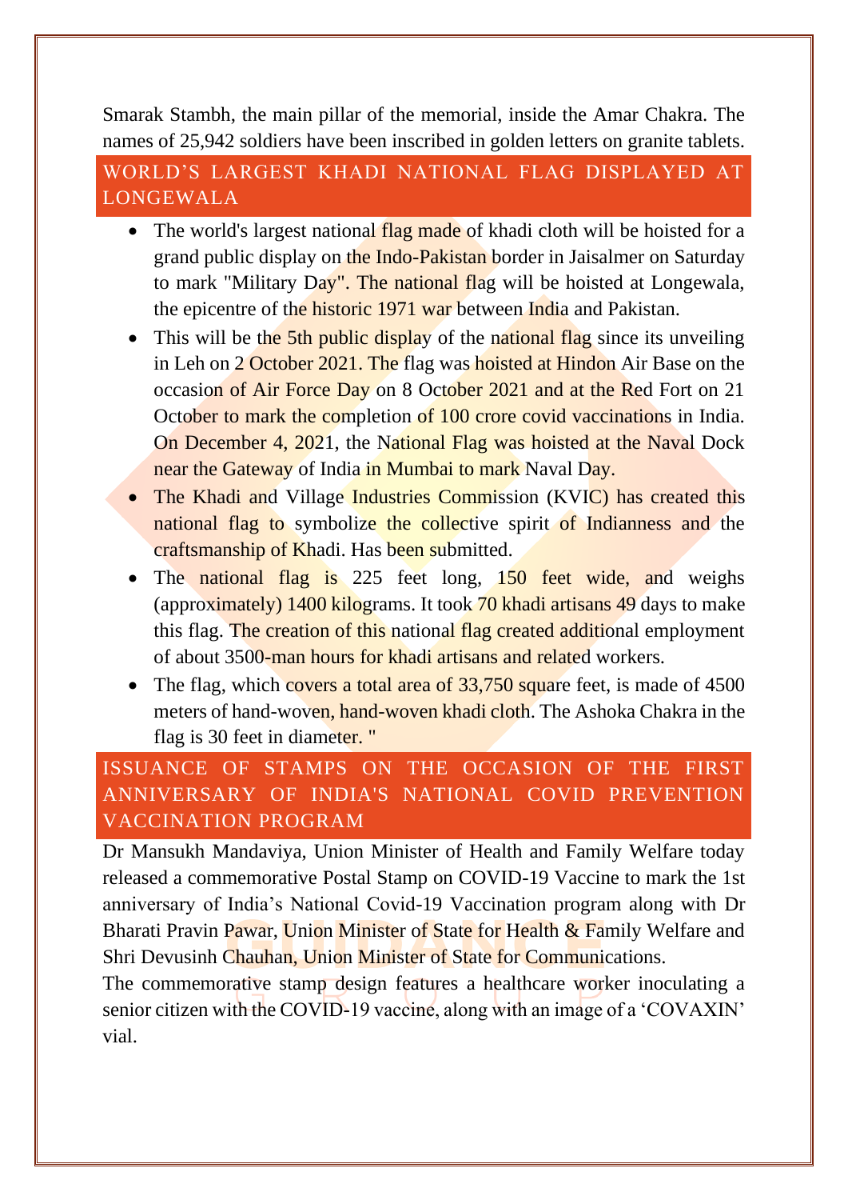Smarak Stambh, the main pillar of the memorial, inside the Amar Chakra. The names of 25,942 soldiers have been inscribed in golden letters on granite tablets.

## WORLD'S LARGEST KHADI NATIONAL FLAG DISPLAYED AT LONGEWALA

- The world's largest national flag made of khadi cloth will be hoisted for a grand public display on the Indo-Pakistan border in Jaisalmer on Saturday to mark "Military Day". The national flag will be hoisted at Longewala, the epicentre of the historic 1971 war between India and Pakistan.
- This will be the 5th public display of the national flag since its unveiling in Leh on 2 October 2021. The flag was hoisted at Hindon Air Base on the occasion of Air Force Day on 8 October 2021 and at the Red Fort on 21 October to mark the completion of 100 crore covid vaccinations in India. On December 4, 2021, the National Flag was hoisted at the Naval Dock near the Gateway of India in Mumbai to mark Naval Day.
- The Khadi and Village Industries Commission (KVIC) has created this national flag to symbolize the collective spirit of Indianness and the craftsmanship of Khadi. Has been submitted.
- The national flag is 225 feet long, 150 feet wide, and weighs (approximately) 1400 kilograms. It took 70 khadi artisans 49 days to make this flag. The creation of this national flag created additional employment of about 3500-man hours for khadi artisans and related workers.
- The flag, which covers a total area of 33,750 square feet, is made of 4500 meters of hand-woven, hand-woven khadi cloth. The Ashoka Chakra in the flag is 30 feet in diameter. "

## ISSUANCE OF STAMPS ON THE OCCASION OF THE FIRST ANNIVERSARY OF INDIA'S NATIONAL COVID PREVENTION VACCINATION PROGRAM

Dr Mansukh Mandaviya, Union Minister of Health and Family Welfare today released a commemorative Postal Stamp on COVID-19 Vaccine to mark the 1st anniversary of India's National Covid-19 Vaccination program along with Dr Bharati Pravin Pawar, Union Minister of State for Health & Family Welfare and Shri Devusinh Chauhan, Union Minister of State for Communications.

The commemorative stamp design features a healthcare worker inoculating a senior citizen with the COVID-19 vaccine, along with an image of a 'COVAXIN' vial.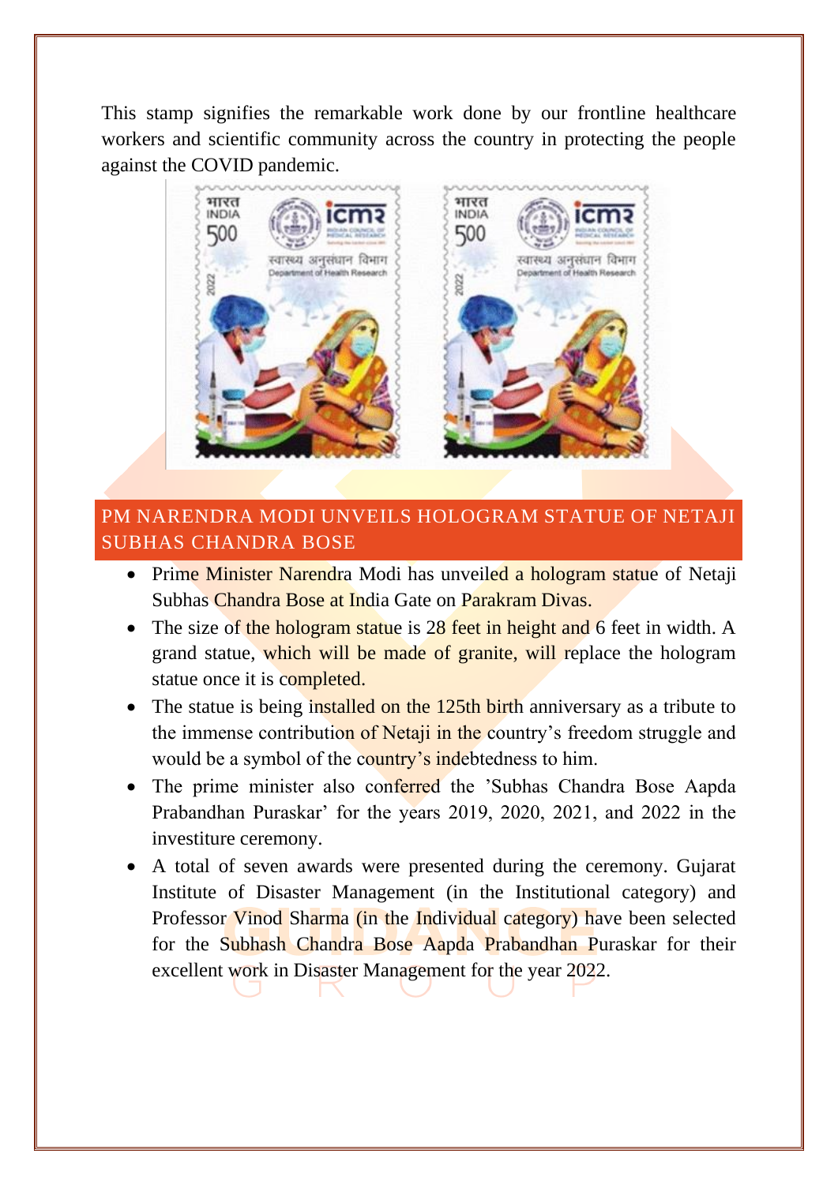This stamp signifies the remarkable work done by our frontline healthcare workers and scientific community across the country in protecting the people against the COVID pandemic.

## PM NARENDRA MODI UNVEILS HOLOGRAM STATUE OF NETAJI SUBHAS CHANDRA BOSE

- Prime Minister Narendra Modi has unveiled a hologram statue of Netaji Subhas Chandra Bose at India Gate on Parakram Divas.
- The size of the hologram statue is 28 feet in height and 6 feet in width. A grand statue, which will be made of granite, will replace the hologram statue once it is completed.
- The statue is being installed on the 125th birth anniversary as a tribute to the immense contribution of Netaji in the country's freedom struggle and would be a symbol of the country's indebtedness to him.
- The prime minister also conferred the 'Subhas Chandra Bose Aapda Prabandhan Puraskar' for the years 2019, 2020, 2021, and 2022 in the investiture ceremony.
- A total of seven awards were presented during the ceremony. Gujarat Institute of Disaster Management (in the Institutional category) and Professor Vinod Sharma (in the Individual category) have been selected for the Subhash Chandra Bose Aapda Prabandhan Puraskar for their excellent work in Disaster Management for the year 2022.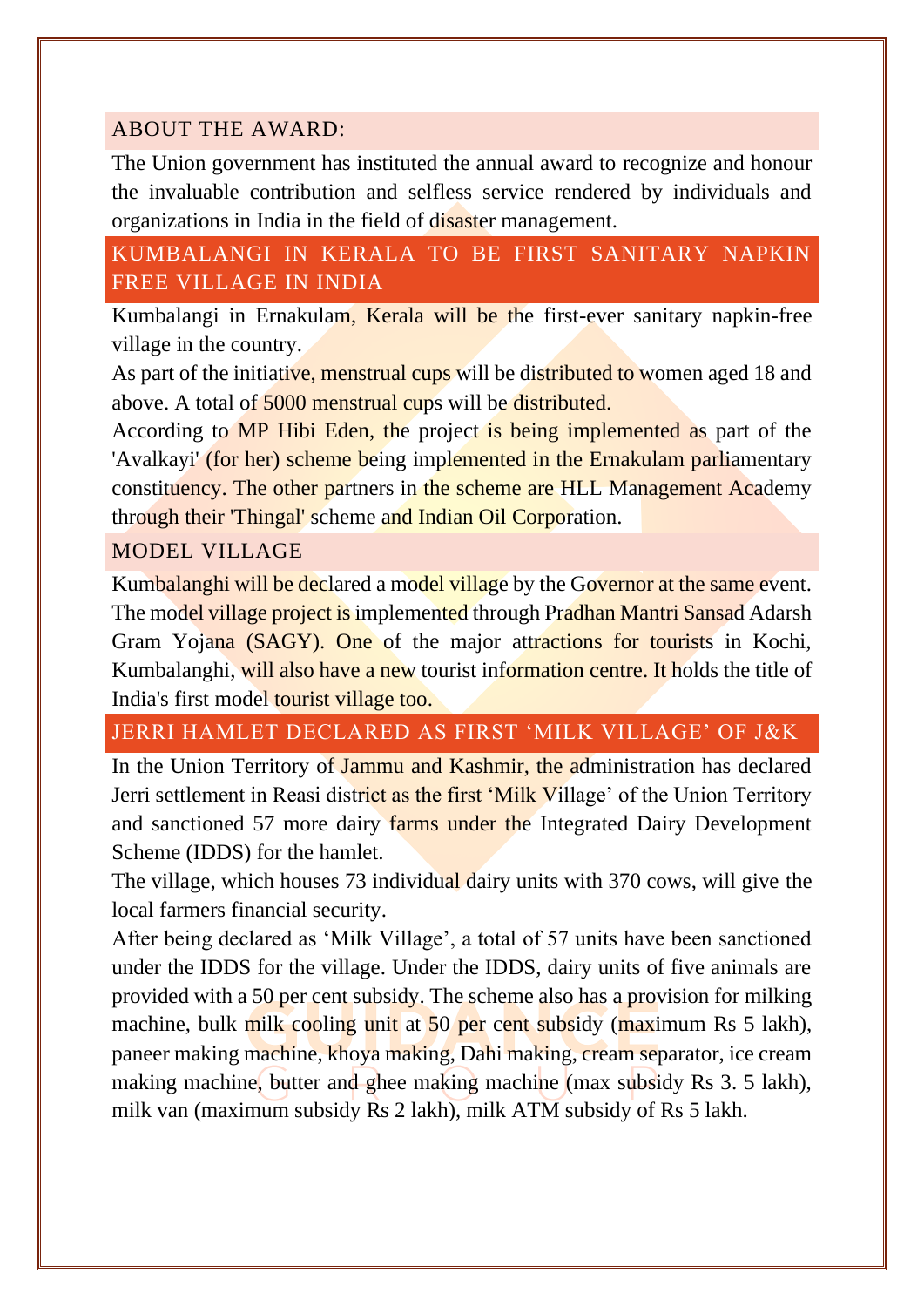## ABOUT THE AWARD:

The Union government has instituted the annual award to recognize and honour the invaluable contribution and selfless service rendered by individuals and organizations in India in the field of disaster management.

## KUMBALANGI IN KERALA TO BE FIRST SANITARY NAPKIN FREE VILLAGE IN INDIA

Kumbalangi in Ernakulam, Kerala will be the first-ever sanitary napkin-free village in the country.

As part of the initiative, menstrual cups will be distributed to women aged 18 and above. A total of 5000 menstrual cups will be distributed.

According to MP Hibi Eden, the project is being implemented as part of the 'Avalkayi' (for her) scheme being implemented in the Ernakulam parliamentary constituency. The other partners in the scheme are HLL Management Academy through their 'Thingal' scheme and Indian Oil Corporation.

## MODEL VILLAGE

Kumbalanghi will be declared a model village by the Governor at the same event. The model village project is implemented through Pradhan Mantri Sansad Adarsh Gram Yojana (SAGY). One of the major attractions for tourists in Kochi, Kumbalanghi, will also have a new tourist information centre. It holds the title of India's first model tourist village too.

## JERRI HAMLET DECLARED AS FIRST 'MILK VILLAGE' OF J&K

In the Union Territory of Jammu and Kashmir, the administration has declared Jerri settlement in Reasi district as the first 'Milk Village' of the Union Territory and sanctioned 57 more dairy farms under the Integrated Dairy Development Scheme (IDDS) for the hamlet.

The village, which houses 73 individual dairy units with 370 cows, will give the local farmers financial security.

After being declared as 'Milk Village', a total of 57 units have been sanctioned under the IDDS for the village. Under the IDDS, dairy units of five animals are provided with a 50 per cent subsidy. The scheme also has a provision for milking machine, bulk milk cooling unit at 50 per cent subsidy (maximum Rs 5 lakh), paneer making machine, khoya making, Dahi making, cream separator, ice cream making machine, butter and ghee making machine (max subsidy Rs 3. 5 lakh), milk van (maximum subsidy Rs 2 lakh), milk ATM subsidy of Rs 5 lakh.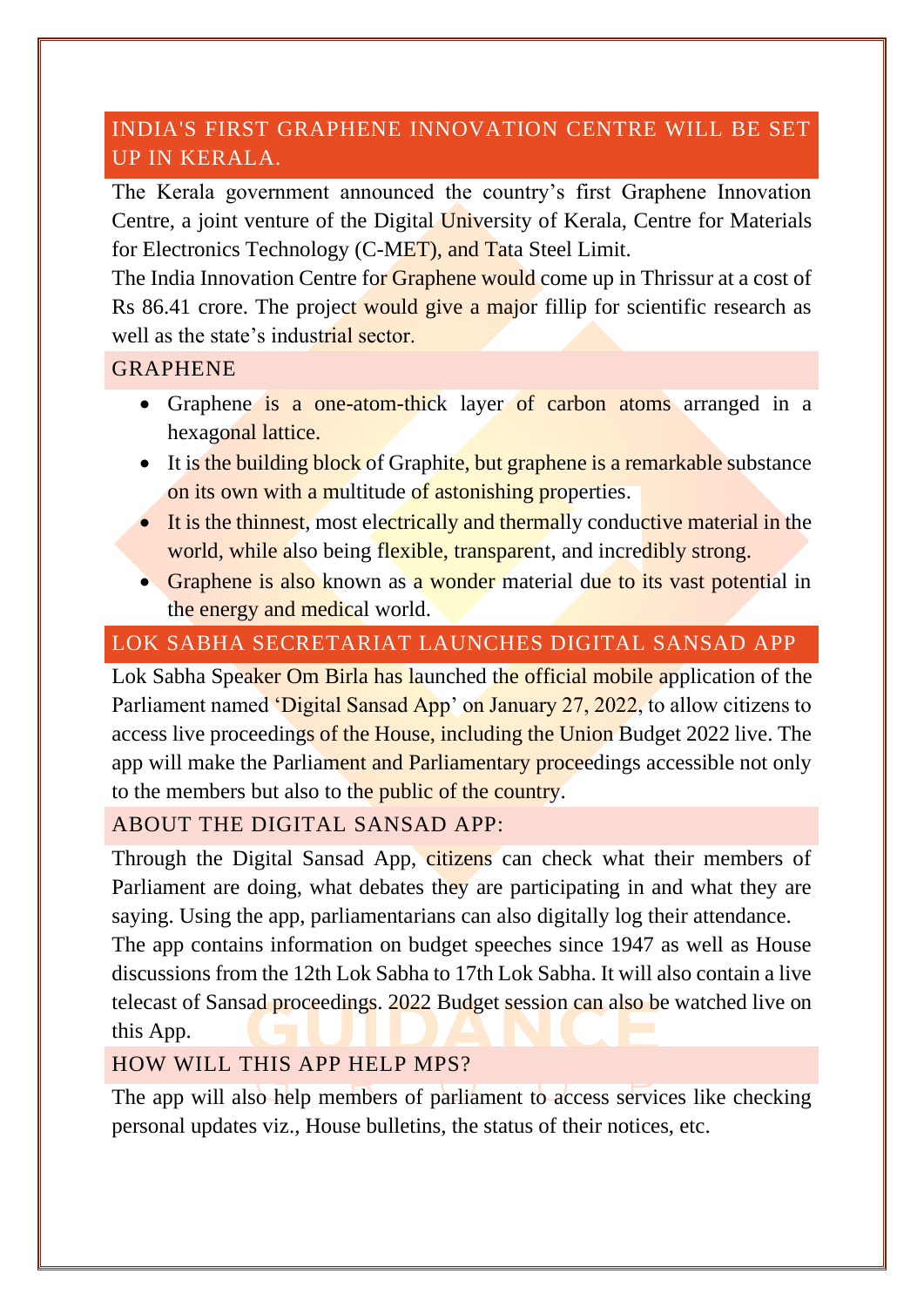## INDIA'S FIRST GRAPHENE INNOVATION CENTRE WILL BE SET UP IN KERALA.

The Kerala government announced the country's first Graphene Innovation Centre, a joint venture of the Digital University of Kerala, Centre for Materials for Electronics Technology (C-MET), and Tata Steel Limit.

The India Innovation Centre for Graphene would come up in Thrissur at a cost of Rs 86.41 crore. The project would give a major fillip for scientific research as well as the state's industrial sector.

### GRAPHENE

- Graphene is a one-atom-thick layer of carbon atoms arranged in a hexagonal lattice.
- It is the building block of Graphite, but graphene is a remarkable substance on its own with a multitude of astonishing properties.
- It is the thinnest, most electrically and thermally conductive material in the world, while also being flexible, transparent, and incredibly strong.
- Graphene is also known as a wonder material due to its vast potential in the energy and medical world.

## LOK SABHA SECRETARIAT LAUNCHES DIGITAL SANSAD APP

Lok Sabha Speaker Om Birla has launched the official mobile application of the Parliament named 'Digital Sansad App' on January 27, 2022, to allow citizens to access live proceedings of the House, including the Union Budget 2022 live. The app will make the Parliament and Parliamentary proceedings accessible not only to the members but also to the public of the country.

### ABOUT THE DIGITAL SANSAD APP:

Through the Digital Sansad App, citizens can check what their members of Parliament are doing, what debates they are participating in and what they are saying. Using the app, parliamentarians can also digitally log their attendance.

The app contains information on budget speeches since 1947 as well as House discussions from the 12th Lok Sabha to 17th Lok Sabha. It will also contain a live telecast of Sansad proceedings. 2022 Budget session can also be watched live on this App.

### HOW WILL THIS APP HELP MPS?

The app will also help members of parliament to access services like checking personal updates viz., House bulletins, the status of their notices, etc.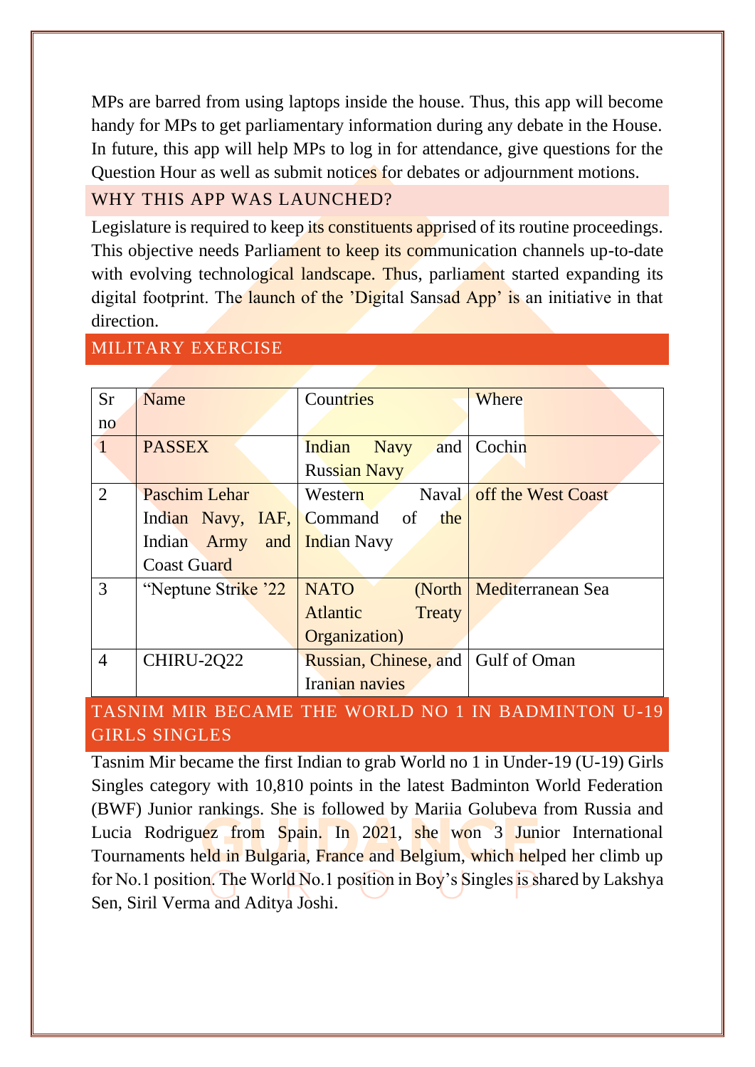MPs are barred from using laptops inside the house. Thus, this app will become handy for MPs to get parliamentary information during any debate in the House. In future, this app will help MPs to log in for attendance, give questions for the Question Hour as well as submit notices for debates or adjournment motions.

## WHY THIS APP WAS LAUNCHED?

Legislature is required to keep its constituents apprised of its routine proceedings. This objective needs Parliament to keep its communication channels up-to-date with evolving technological landscape. Thus, parliament started expanding its digital footprint. The launch of the 'Digital Sansad App' is an initiative in that direction.

## MILITARY EXERCISE

| Sr no | Name | Countries | Where |
|---|---|---|---|
| 1 | PASSEX | Indian Navy and Russian Navy | Cochin |
| 2 | Paschim Lehar Indian Navy, IAF, Indian Army and Coast Guard | Western Naval Command of the Indian Navy | off the West Coast |
| 3 | "Neptune Strike '22 | NATO (North Atlantic Treaty Organization) | Mediterranean Sea |
| 4 | CHIRU-2Q22 | Russian, Chinese, and Iranian navies | Gulf of Oman |

## TASNIM MIR BECAME THE WORLD NO 1 IN BADMINTON U-19 GIRLS SINGLES

Tasnim Mir became the first Indian to grab World no 1 in Under-19 (U-19) Girls Singles category with 10,810 points in the latest Badminton World Federation (BWF) Junior rankings. She is followed by Mariia Golubeva from Russia and Lucia Rodriguez from Spain. In 2021, she won 3 Junior International Tournaments held in Bulgaria, France and Belgium, which helped her climb up for No.1 position. The World No.1 position in Boy's Singles is shared by Lakshya Sen, Siril Verma and Aditya Joshi.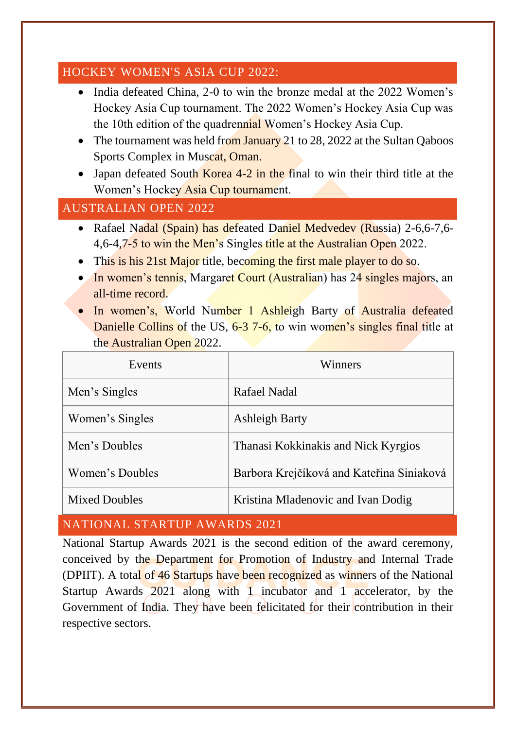## HOCKEY WOMEN'S ASIA CUP 2022:

- India defeated China, 2-0 to win the bronze medal at the 2022 Women's Hockey Asia Cup tournament. The 2022 Women's Hockey Asia Cup was the 10th edition of the quadrennial Women's Hockey Asia Cup.
- The tournament was held from January 21 to 28, 2022 at the Sultan Qaboos Sports Complex in Muscat, Oman.
- Japan defeated South Korea 4-2 in the final to win their third title at the Women's Hockey Asia Cup tournament.

## AUSTRALIAN OPEN 2022

- Rafael Nadal (Spain) has defeated Daniel Medvedev (Russia) 2-6,6-7,6-4,6-4,7-5 to win the Men's Singles title at the Australian Open 2022.
- This is his 21st Major title, becoming the first male player to do so.
- In women's tennis, Margaret Court (Australian) has 24 singles majors, an all-time record.
- In women's, World Number 1 Ashleigh Barty of Australia defeated Danielle Collins of the US, 6-3 7-6, to win women's singles final title at the Australian Open 2022.

| Events | Winners |
|---|---|
| Men's Singles | Rafael Nadal |
| Women's Singles | Ashleigh Barty |
| Men's Doubles | Thanasi Kokkinakis and Nick Kyrgios |
| Women's Doubles | Barbora Krejčíková and Kateřina Siniaková |
| Mixed Doubles | Kristina Mladenovic and Ivan Dodig |

## NATIONAL STARTUP AWARDS 2021

National Startup Awards 2021 is the second edition of the award ceremony, conceived by the Department for Promotion of Industry and Internal Trade (DPIIT). A total of 46 Startups have been recognized as winners of the National Startup Awards 2021 along with 1 incubator and 1 accelerator, by the Government of India. They have been felicitated for their contribution in their respective sectors.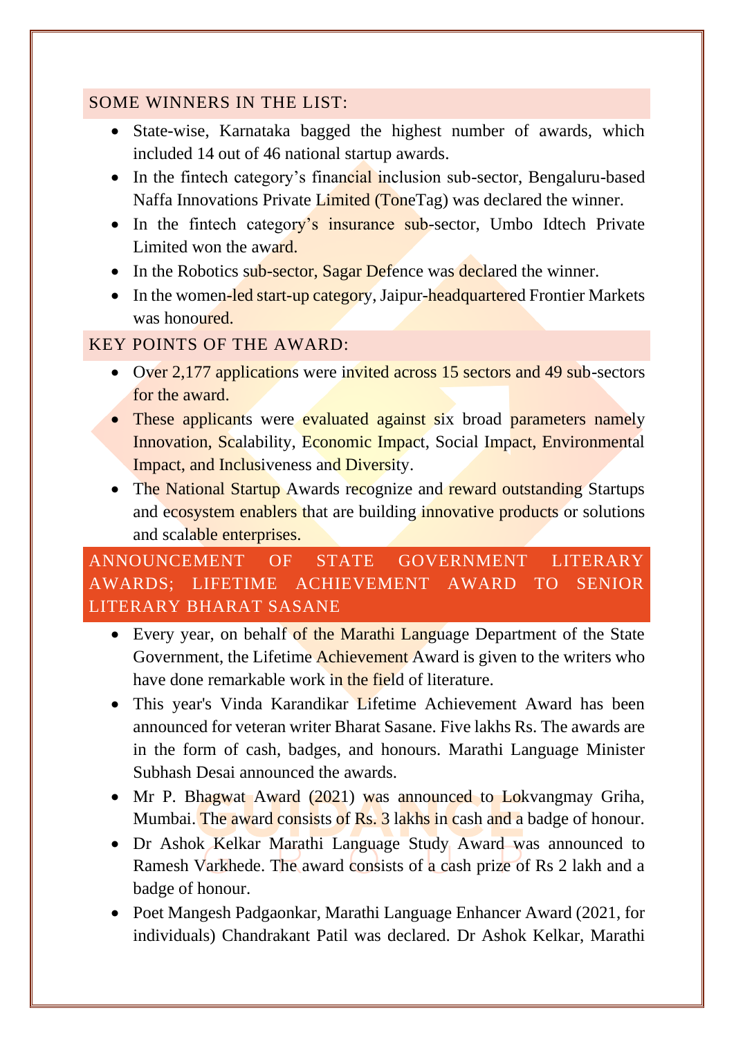## SOME WINNERS IN THE LIST:

- State-wise, Karnataka bagged the highest number of awards, which included 14 out of 46 national startup awards.
- In the fintech category's financial inclusion sub-sector, Bengaluru-based Naffa Innovations Private Limited (ToneTag) was declared the winner.
- In the fintech category's insurance sub-sector, Umbo Idtech Private Limited won the award.
- In the Robotics sub-sector, Sagar Defence was declared the winner.
- In the women-led start-up category, Jaipur-headquartered Frontier Markets was honoured.

## KEY POINTS OF THE AWARD:

- Over 2,177 applications were invited across 15 sectors and 49 sub-sectors for the award.
- These applicants were evaluated against six broad parameters namely Innovation, Scalability, Economic Impact, Social Impact, Environmental Impact, and Inclusiveness and Diversity.
- The National Startup Awards recognize and reward outstanding Startups and ecosystem enablers that are building innovative products or solutions and scalable enterprises.

## ANNOUNCEMENT OF STATE GOVERNMENT LITERARY AWARDS; LIFETIME ACHIEVEMENT AWARD TO SENIOR LITERARY BHARAT SASANE

- Every year, on behalf of the Marathi Language Department of the State Government, the Lifetime Achievement Award is given to the writers who have done remarkable work in the field of literature.
- This year's Vinda Karandikar Lifetime Achievement Award has been announced for veteran writer Bharat Sasane. Five lakhs Rs. The awards are in the form of cash, badges, and honours. Marathi Language Minister Subhash Desai announced the awards.
- Mr P. Bhagwat Award (2021) was announced to Lokvangmay Griha, Mumbai. The award consists of Rs. 3 lakhs in cash and a badge of honour.
- Dr Ashok Kelkar Marathi Language Study Award was announced to Ramesh Varkhede. The award consists of a cash prize of Rs 2 lakh and a badge of honour.
- Poet Mangesh Padgaonkar, Marathi Language Enhancer Award (2021, for individuals) Chandrakant Patil was declared. Dr Ashok Kelkar, Marathi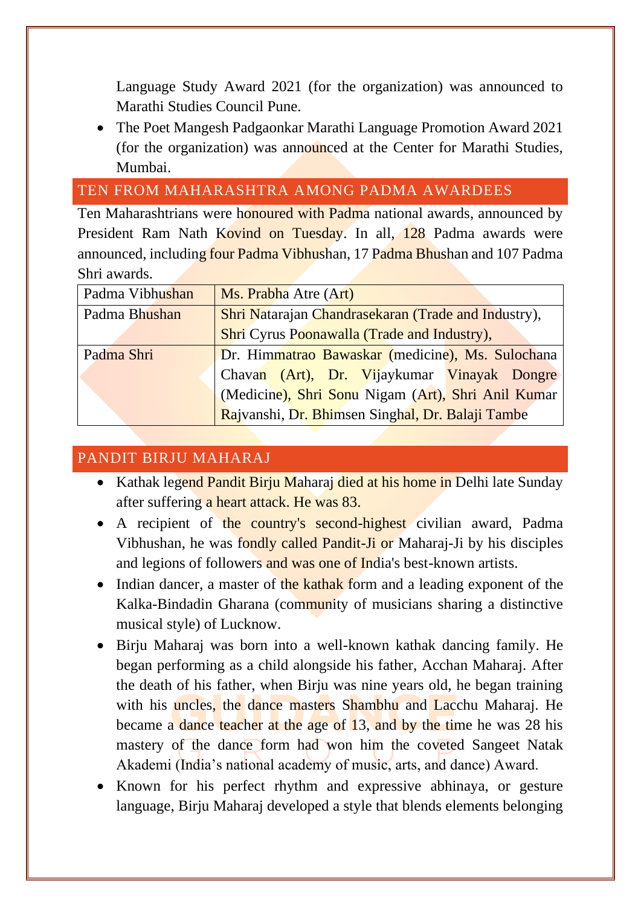Language Study Award 2021 (for the organization) was announced to Marathi Studies Council Pune.

- The Poet Mangesh Padgaonkar Marathi Language Promotion Award 2021 (for the organization) was announced at the Center for Marathi Studies, Mumbai.

## TEN FROM MAHARASHTRA AMONG PADMA AWARDEES

Ten Maharashtrians were honoured with Padma national awards, announced by President Ram Nath Kovind on Tuesday. In all, 128 Padma awards were announced, including four Padma Vibhushan, 17 Padma Bhushan and 107 Padma Shri awards.

| | |
|---|---|
| Padma Vibhushan | Ms. Prabha Atre (Art) |
| Padma Bhushan | Shri Natarajan Chandrasekaran (Trade and Industry), Shri Cyrus Poonawalla (Trade and Industry), |
| Padma Shri | Dr. Himmatrao Bawaskar (medicine), Ms. Sulochana Chavan (Art), Dr. Vijaykumar Vinayak Dongre (Medicine), Shri Sonu Nigam (Art), Shri Anil Kumar Rajvanshi, Dr. Bhimsen Singhal, Dr. Balaji Tambe |

## PANDIT BIRJU MAHARAJ

- Kathak legend Pandit Birju Maharaj died at his home in Delhi late Sunday after suffering a heart attack. He was 83.
- A recipient of the country's second-highest civilian award, Padma Vibhushan, he was fondly called Pandit-Ji or Maharaj-Ji by his disciples and legions of followers and was one of India's best-known artists.
- Indian dancer, a master of the kathak form and a leading exponent of the Kalka-Bindadin Gharana (community of musicians sharing a distinctive musical style) of Lucknow.
- Birju Maharaj was born into a well-known kathak dancing family. He began performing as a child alongside his father, Acchan Maharaj. After the death of his father, when Birju was nine years old, he began training with his uncles, the dance masters Shambhu and Lacchu Maharaj. He became a dance teacher at the age of 13, and by the time he was 28 his mastery of the dance form had won him the coveted Sangeet Natak Akademi (India's national academy of music, arts, and dance) Award.
- Known for his perfect rhythm and expressive abhinaya, or gesture language, Birju Maharaj developed a style that blends elements belonging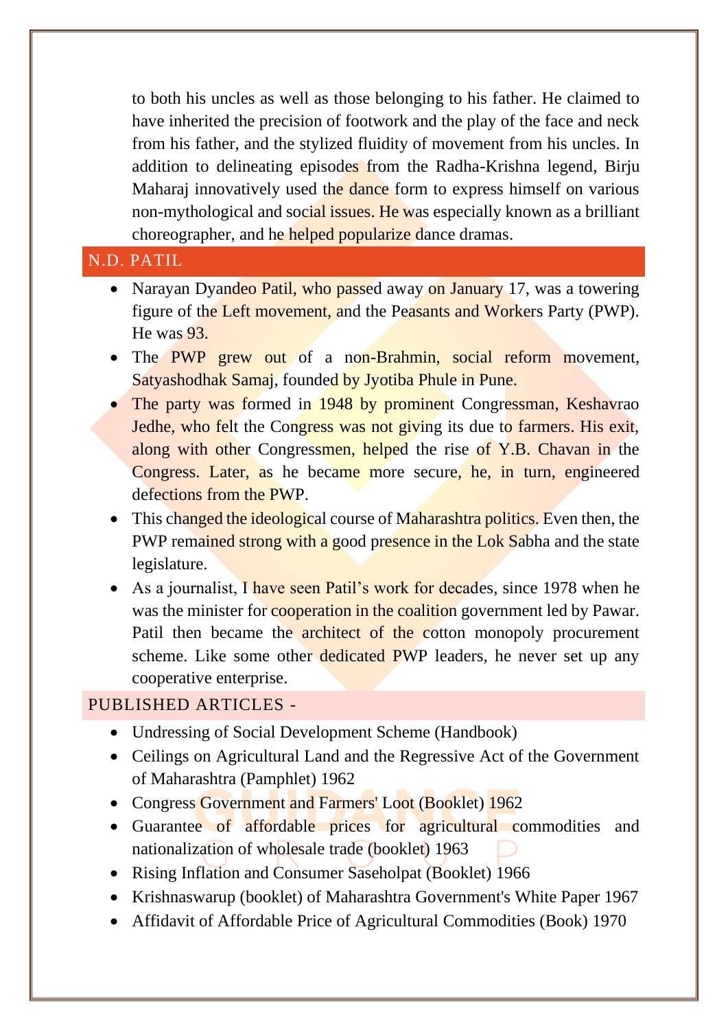to both his uncles as well as those belonging to his father. He claimed to have inherited the precision of footwork and the play of the face and neck from his father, and the stylized fluidity of movement from his uncles. In addition to delineating episodes from the Radha-Krishna legend, Birju Maharaj innovatively used the dance form to express himself on various non-mythological and social issues. He was especially known as a brilliant choreographer, and he helped popularize dance dramas.

## N.D. PATIL

- Narayan Dyandeo Patil, who passed away on January 17, was a towering figure of the Left movement, and the Peasants and Workers Party (PWP). He was 93.
- The PWP grew out of a non-Brahmin, social reform movement, Satyashodhak Samaj, founded by Jyotiba Phule in Pune.
- The party was formed in 1948 by prominent Congressman, Keshavrao Jedhe, who felt the Congress was not giving its due to farmers. His exit, along with other Congressmen, helped the rise of Y.B. Chavan in the Congress. Later, as he became more secure, he, in turn, engineered defections from the PWP.
- This changed the ideological course of Maharashtra politics. Even then, the PWP remained strong with a good presence in the Lok Sabha and the state legislature.
- As a journalist, I have seen Patil's work for decades, since 1978 when he was the minister for cooperation in the coalition government led by Pawar. Patil then became the architect of the cotton monopoly procurement scheme. Like some other dedicated PWP leaders, he never set up any cooperative enterprise.

## PUBLISHED ARTICLES -

- Undressing of Social Development Scheme (Handbook)
- Ceilings on Agricultural Land and the Regressive Act of the Government of Maharashtra (Pamphlet) 1962
- Congress Government and Farmers' Loot (Booklet) 1962
- Guarantee of affordable prices for agricultural commodities and nationalization of wholesale trade (booklet) 1963
- Rising Inflation and Consumer Saseholpat (Booklet) 1966
- Krishnaswarup (booklet) of Maharashtra Government's White Paper 1967
- Affidavit of Affordable Price of Agricultural Commodities (Book) 1970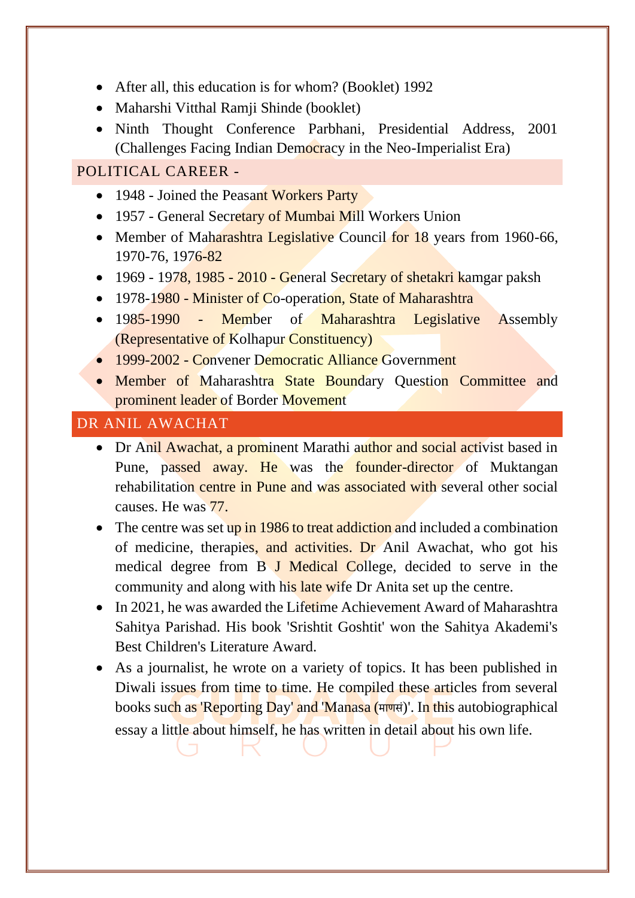- After all, this education is for whom? (Booklet) 1992
- Maharshi Vitthal Ramji Shinde (booklet)
- Ninth Thought Conference Parbhani, Presidential Address, 2001 (Challenges Facing Indian Democracy in the Neo-Imperialist Era)

## POLITICAL CAREER -

- 1948 - Joined the Peasant Workers Party
- 1957 - General Secretary of Mumbai Mill Workers Union
- Member of Maharashtra Legislative Council for 18 years from 1960-66, 1970-76, 1976-82
- 1969 - 1978, 1985 - 2010 - General Secretary of shetakri kamgar paksh
- 1978-1980 - Minister of Co-operation, State of Maharashtra
- 1985-1990 - Member of Maharashtra Legislative Assembly (Representative of Kolhapur Constituency)
- 1999-2002 - Convener Democratic Alliance Government
- Member of Maharashtra State Boundary Question Committee and prominent leader of Border Movement

## DR ANIL AWACHAT

- Dr Anil Awachat, a prominent Marathi author and social activist based in Pune, passed away. He was the founder-director of Muktangan rehabilitation centre in Pune and was associated with several other social causes. He was 77.
- The centre was set up in 1986 to treat addiction and included a combination of medicine, therapies, and activities. Dr Anil Awachat, who got his medical degree from B J Medical College, decided to serve in the community and along with his late wife Dr Anita set up the centre.
- In 2021, he was awarded the Lifetime Achievement Award of Maharashtra Sahitya Parishad. His book 'Srishtit Goshtit' won the Sahitya Akademi's Best Children's Literature Award.
- As a journalist, he wrote on a variety of topics. It has been published in Diwali issues from time to time. He compiled these articles from several books such as 'Reporting Day' and 'Manasa (माणसं)'. In this autobiographical essay a little about himself, he has written in detail about his own life.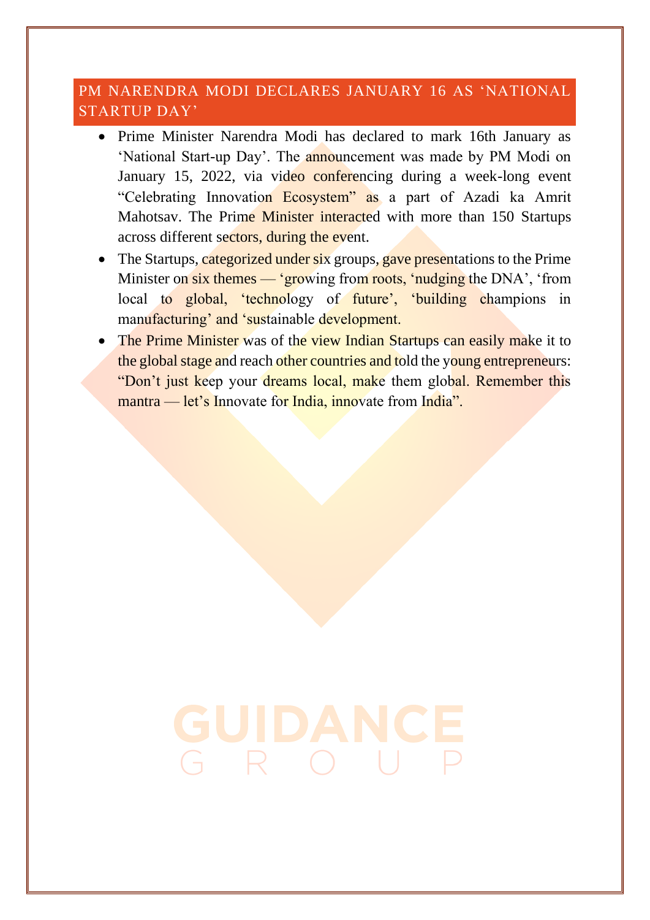## PM NARENDRA MODI DECLARES JANUARY 16 AS 'NATIONAL STARTUP DAY'

- Prime Minister Narendra Modi has declared to mark 16th January as 'National Start-up Day'. The announcement was made by PM Modi on January 15, 2022, via video conferencing during a week-long event "Celebrating Innovation Ecosystem" as a part of Azadi ka Amrit Mahotsav. The Prime Minister interacted with more than 150 Startups across different sectors, during the event.
- The Startups, categorized under six groups, gave presentations to the Prime Minister on six themes — 'growing from roots, 'nudging the DNA', 'from local to global, 'technology of future', 'building champions in manufacturing' and 'sustainable development.
- The Prime Minister was of the view Indian Startups can easily make it to the global stage and reach other countries and told the young entrepreneurs: "Don't just keep your dreams local, make them global. Remember this mantra — let's Innovate for India, innovate from India".